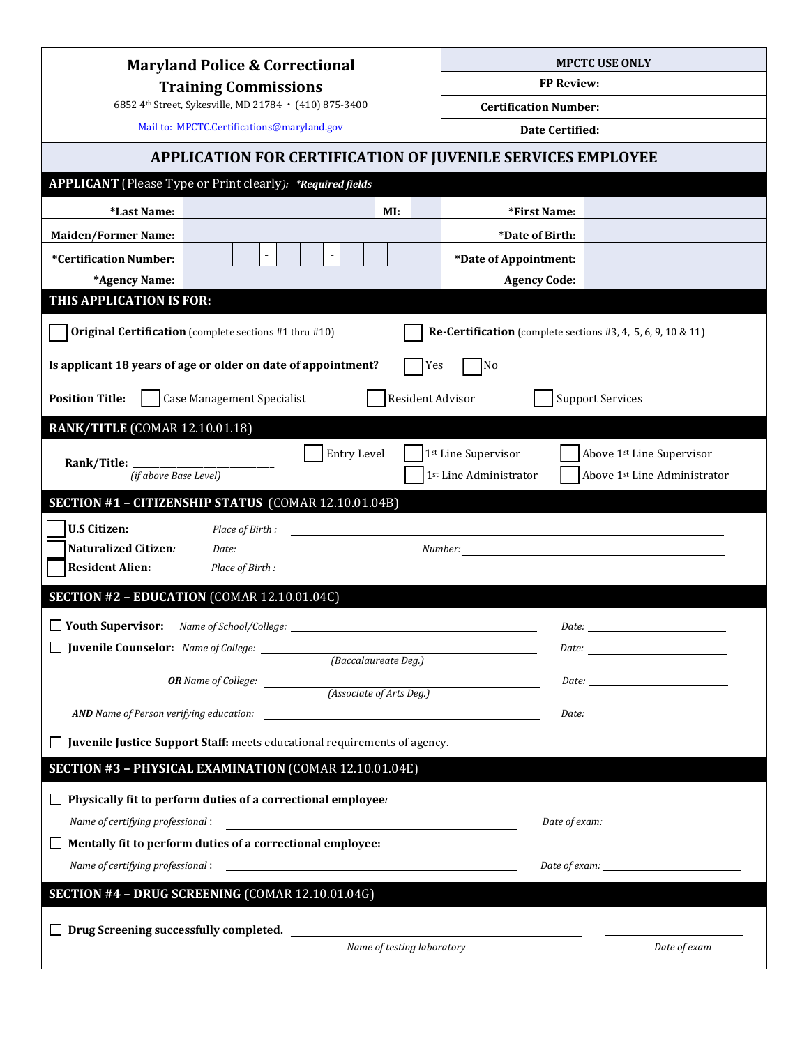**Maryland Police & Correctional Training Commissions**

6852 4th Street, Sykesville, MD 21784 • (410) 875-3400

Mail to: MPCTC.Certifications@maryland.gov

| MPCTC USE ONLY | |
|---|---|
| FP Review: | |
| Certification Number: | |
| Date Certified: | |

# APPLICATION FOR CERTIFICATION OF JUVENILE SERVICES EMPLOYEE

## APPLICANT (Please Type or Print clearly): *Required fields

| | | | |
|---|---|---|---|
| *Last Name: | MI: | *First Name: | |
| Maiden/Former Name: | | *Date of Birth: | |
| *Certification Number: | - - | *Date of Appointment: | |
| *Agency Name: | | Agency Code: | |

## THIS APPLICATION IS FOR:

☐ **Original Certification** (complete sections #1 thru #10) ☐ **Re-Certification** (complete sections #3, 4, 5, 6, 9, 10 & 11)

**Is applicant 18 years of age or older on date of appointment?** ☐ Yes ☐ No

**Position Title:** ☐ Case Management Specialist ☐ Resident Advisor ☐ Support Services

## RANK/TITLE (COMAR 12.10.01.18)

**Rank/Title:** ______________________ *(if above Base Level)*

☐ Entry Level ☐ 1st Line Supervisor ☐ Above 1st Line Supervisor ☐ 1st Line Administrator ☐ Above 1st Line Administrator

## SECTION #1 – CITIZENSHIP STATUS (COMAR 12.10.01.04B)

☐ **U.S Citizen:** *Place of Birth :* ______________________

☐ **Naturalized Citizen:** *Date:* ______________ *Number:* ______________

☐ **Resident Alien:** *Place of Birth :* ______________________

## SECTION #2 – EDUCATION (COMAR 12.10.01.04C)

☐ **Youth Supervisor:** *Name of School/College:* ______________________ *Date:* ______________

☐ **Juvenile Counselor:** *Name of College:* ______________________ *(Baccalaureate Deg.)* *Date:* ______________

***OR** Name of College:* ______________________ *(Associate of Arts Deg.)* *Date:* ______________

***AND** Name of Person verifying education:* ______________________ *Date:* ______________

☐ **Juvenile Justice Support Staff:** meets educational requirements of agency.

## SECTION #3 – PHYSICAL EXAMINATION (COMAR 12.10.01.04E)

☐ **Physically fit to perform duties of a correctional employee:**

*Name of certifying professional :* ______________________ *Date of exam:* ______________

☐ **Mentally fit to perform duties of a correctional employee:**

*Name of certifying professional :* ______________________ *Date of exam:* ______________

## SECTION #4 – DRUG SCREENING (COMAR 12.10.01.04G)

☐ **Drug Screening successfully completed.** ______________________ ______________

*Name of testing laboratory* *Date of exam*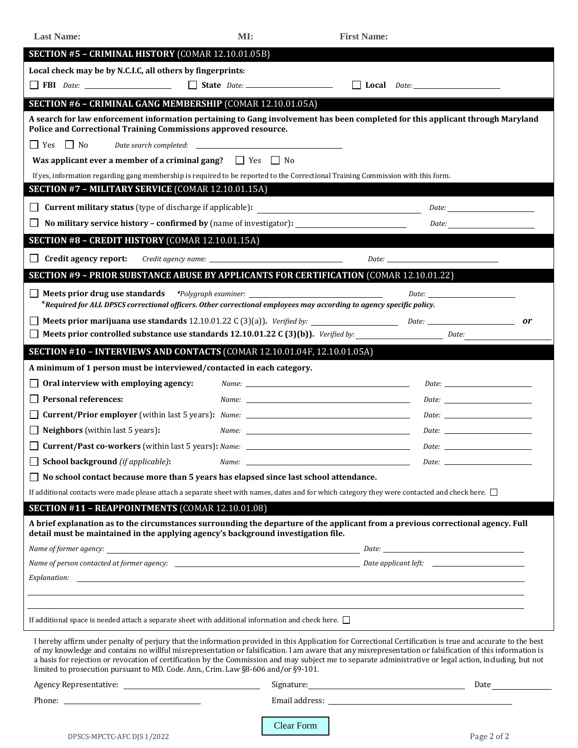**Last Name:** **MI:** **First Name:**

## SECTION #5 – CRIMINAL HISTORY (COMAR 12.10.01.05B)

**Local check may be by N.C.I.C, all others by fingerprints:**

☐ **FBI** *Date:* ________ ☐ **State** *Date:* ________ ☐ **Local** *Date:* ________

## SECTION #6 – CRIMINAL GANG MEMBERSHIP (COMAR 12.10.01.05A)

**A search for law enforcement information pertaining to Gang involvement has been completed for this applicant through Maryland Police and Correctional Training Commissions approved resource.**

☐ Yes ☐ No *Date search completed*: ________

**Was applicant ever a member of a criminal gang?** ☐ Yes ☐ No

If yes, information regarding gang membership is required to be reported to the Correctional Training Commission with this form.

## SECTION #7 – MILITARY SERVICE (COMAR 12.10.01.15A)

☐ **Current military status** (type of discharge if applicable)**:** ________ *Date:* ________

☐ **No military service history – confirmed by** (name of investigator)**:** ________ *Date:* ________

## SECTION #8 – CREDIT HISTORY (COMAR 12.10.01.15A)

☐ **Credit agency report:** *Credit agency name:* ________ *Date:* ________

## SECTION #9 – PRIOR SUBSTANCE ABUSE BY APPLICANTS FOR CERTIFICATION (COMAR 12.10.01.22)

☐ **Meets prior drug use standards** *\*Polygraph examiner:* ________ *Date:* ________

*\*Required for ALL DPSCS correctional officers. Other correctional employees may according to agency specific policy.*

☐ **Meets prior marijuana use standards** 12.10.01.22 C (3)(a)**.** *Verified by:* ________ *Date:* ________ ***or***

☐ **Meets prior controlled substance use standards 12.10.01.22 C (3)(b)).** *Verified by:* ________ *Date:* ________

## SECTION #10 – INTERVIEWS AND CONTACTS (COMAR 12.10.01.04F, 12.10.01.05A)

**A minimum of 1 person must be interviewed/contacted in each category.**

☐ **Oral interview with employing agency:** *Name:* ________ *Date:* ________

☐ **Personal references:** *Name:* ________ *Date:* ________

☐ **Current/Prior employer** (within last 5 years)**:** *Name:* ________ *Date:* ________

☐ **Neighbors** (within last 5 years)**:** *Name:* ________ *Date:* ________

☐ **Current/Past co-workers** (within last 5 years)**:** *Name:* ________ *Date:* ________

☐ **School background** *(if applicable)***:** *Name:* ________ *Date:* ________

☐ **No school contact because more than 5 years has elapsed since last school attendance.**

If additional contacts were made please attach a separate sheet with names, dates and for which category they were contacted and check here. ☐

## SECTION #11 – REAPPOINTMENTS (COMAR 12.10.01.08)

**A brief explanation as to the circumstances surrounding the departure of the applicant from a previous correctional agency. Full detail must be maintained in the applying agency's background investigation file.**

*Name of former agency:* ________ *Date:* ________

*Name of person contacted at former agency:* ________ *Date applicant left:* ________

*Explanation:* ________

If additional space is needed attach a separate sheet with additional information and check here. ☐

I hereby affirm under penalty of perjury that the information provided in this Application for Correctional Certification is true and accurate to the best of my knowledge and contains no willful misrepresentation or falsification. I am aware that any misrepresentation or falsification of this information is a basis for rejection or revocation of certification by the Commission and may subject me to separate administrative or legal action, including, but not limited to prosecution pursuant to MD. Code. Ann., Crim. Law §8-606 and/or §9-101.

Agency Representative: ________ Signature: ________ Date ________

Phone: ________ Email address: ________

Clear Form

DPSCS-MPCTC-AFC DJS 1/2022